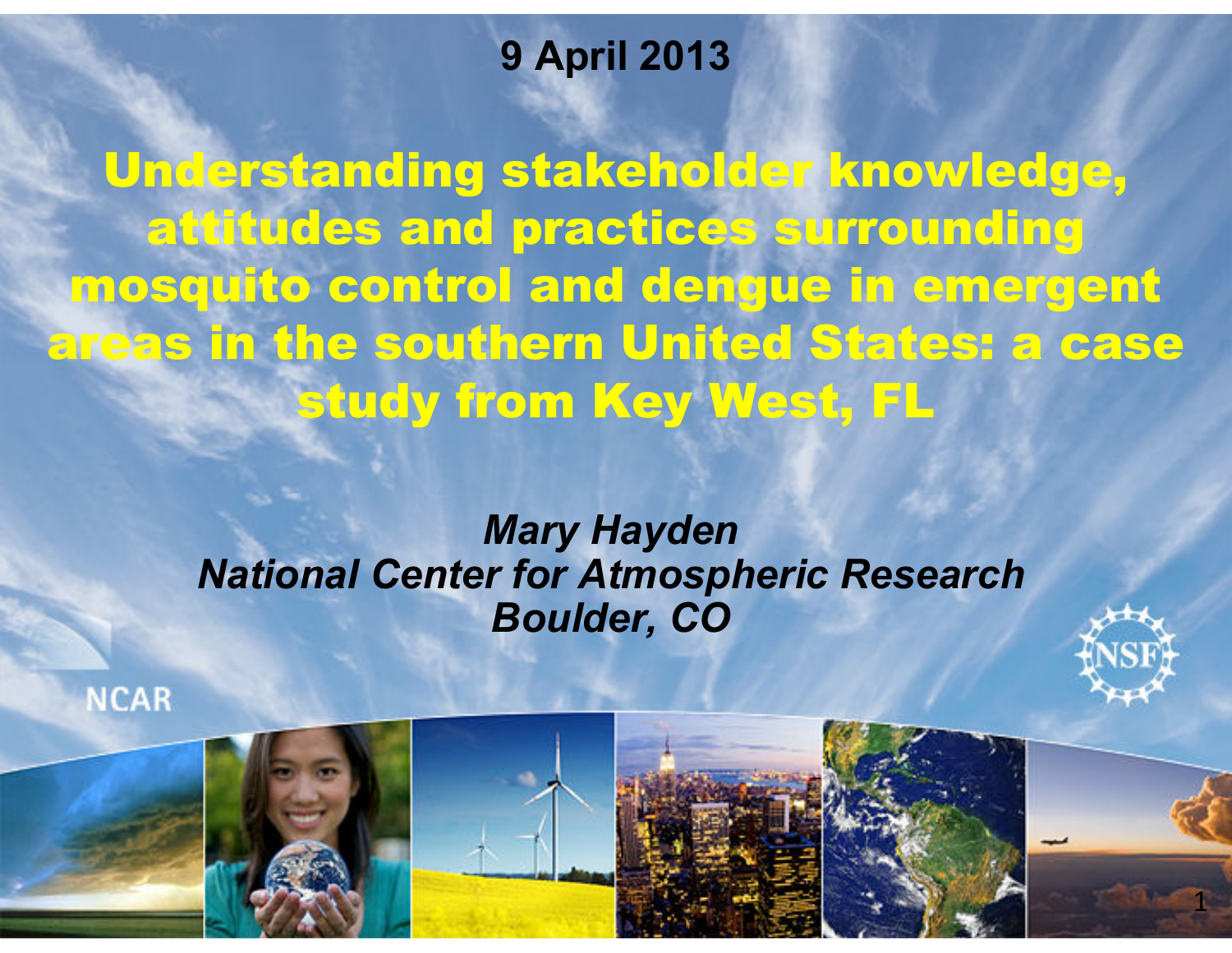9 April 2013

# Understanding stakeholder knowledge, attitudes and practices surrounding mosquito control and dengue in emergent areas in the southern United States: a case study from Key West, FL

*Mary Hayden*
*National Center for Atmospheric Research*
*Boulder, CO*

NCAR

NSF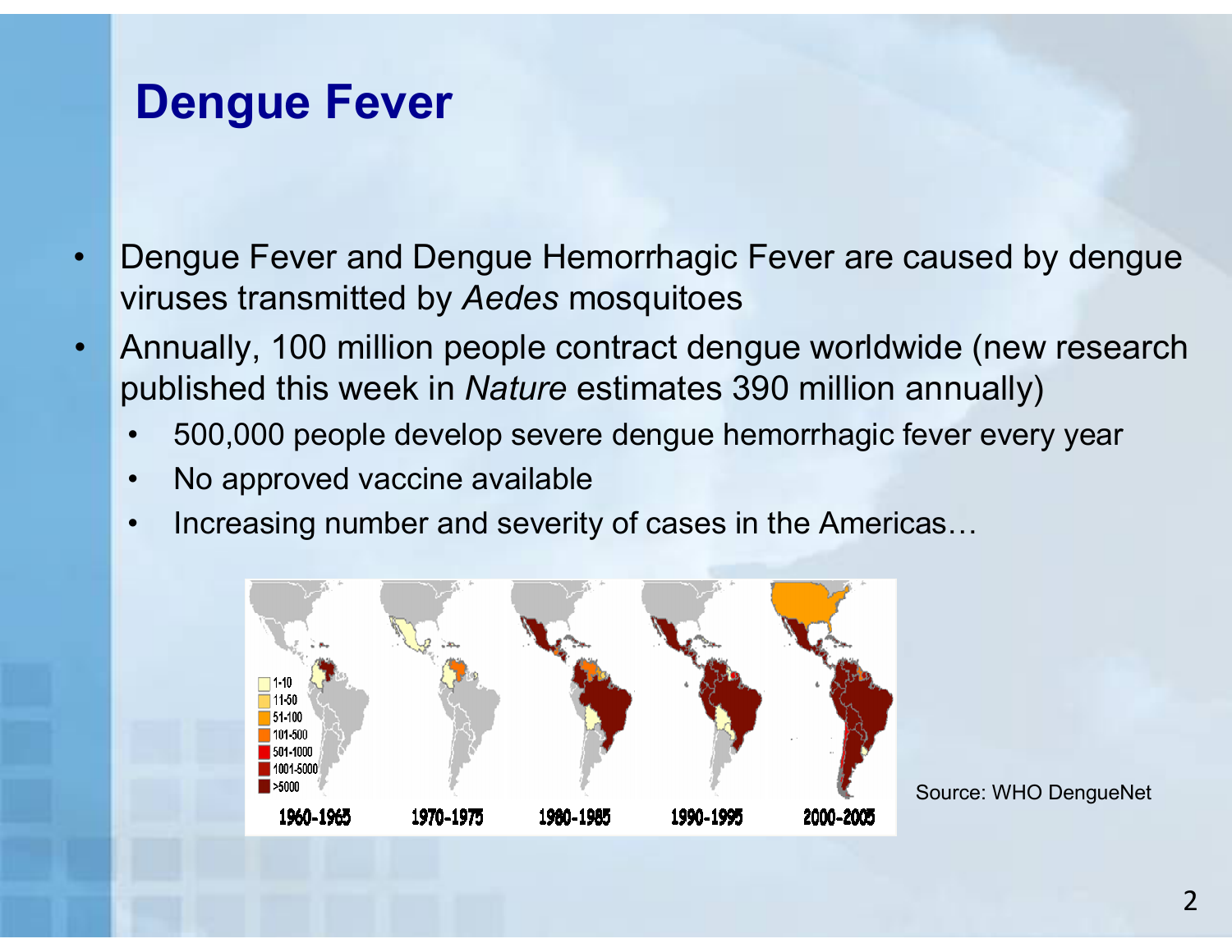# Dengue Fever

- Dengue Fever and Dengue Hemorrhagic Fever are caused by dengue viruses transmitted by *Aedes* mosquitoes
- Annually, 100 million people contract dengue worldwide (new research published this week in *Nature* estimates 390 million annually)
  - 500,000 people develop severe dengue hemorrhagic fever every year
  - No approved vaccine available
  - Increasing number and severity of cases in the Americas…

1-10
11-50
51-100
101-500
501-1000
1001-5000
>5000

1960-1965
1970-1975
1980-1985
1990-1995
2000-2005

Source: WHO DengueNet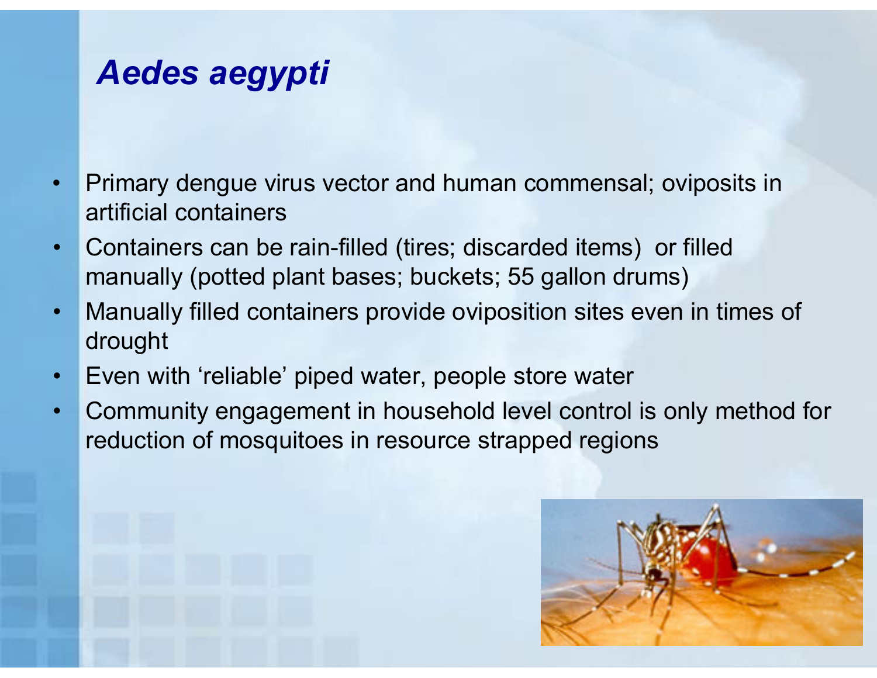# *Aedes aegypti*

- Primary dengue virus vector and human commensal; oviposits in artificial containers
- Containers can be rain-filled (tires; discarded items) or filled manually (potted plant bases; buckets; 55 gallon drums)
- Manually filled containers provide oviposition sites even in times of drought
- Even with 'reliable' piped water, people store water
- Community engagement in household level control is only method for reduction of mosquitoes in resource strapped regions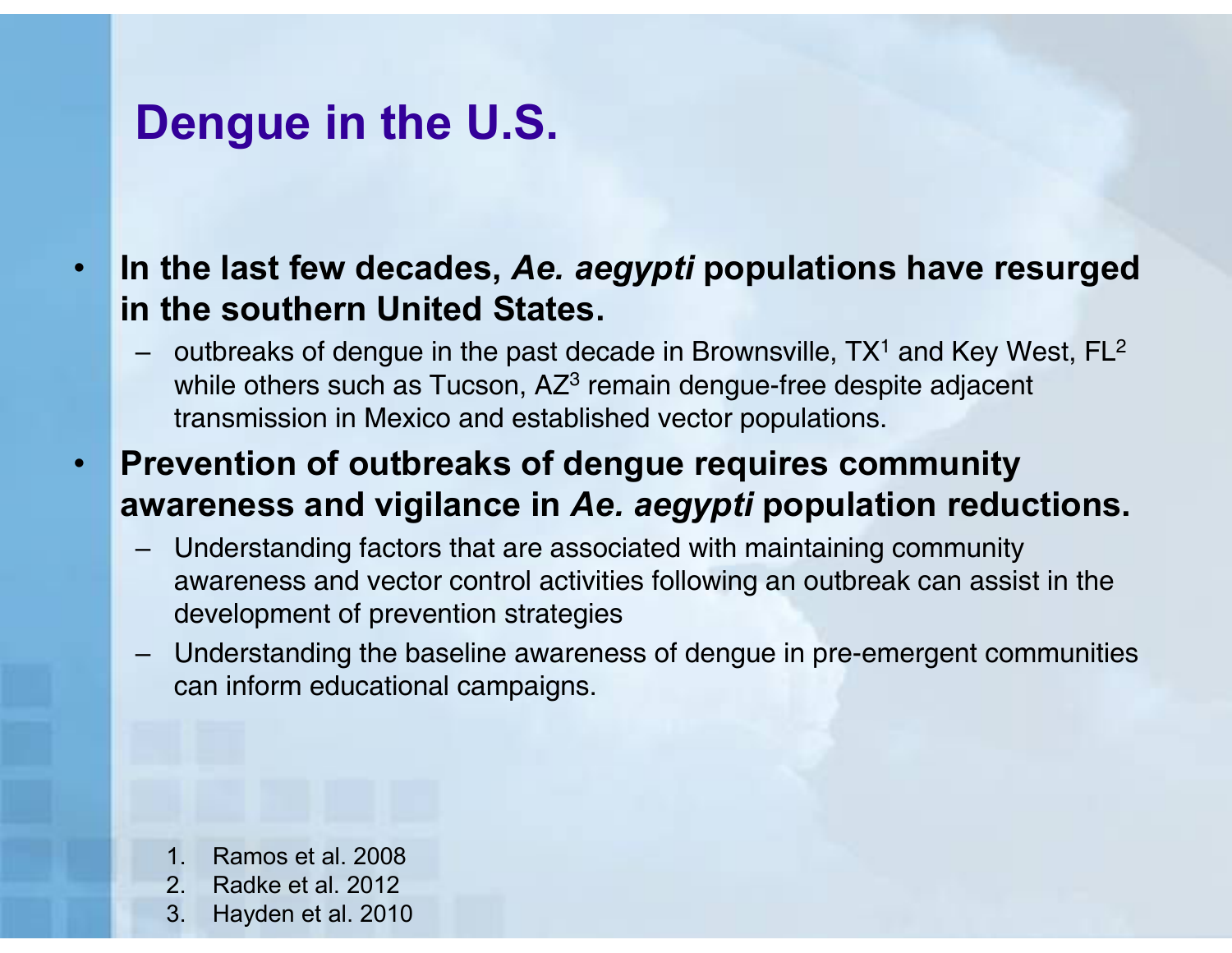# Dengue in the U.S.

- **In the last few decades, *Ae. aegypti* populations have resurged in the southern United States.**
  - outbreaks of dengue in the past decade in Brownsville, TX[1] and Key West, FL[2] while others such as Tucson, AZ[3] remain dengue-free despite adjacent transmission in Mexico and established vector populations.
- **Prevention of outbreaks of dengue requires community awareness and vigilance in *Ae. aegypti* population reductions.**
  - Understanding factors that are associated with maintaining community awareness and vector control activities following an outbreak can assist in the development of prevention strategies
  - Understanding the baseline awareness of dengue in pre-emergent communities can inform educational campaigns.

1. Ramos et al. 2008
2. Radke et al. 2012
3. Hayden et al. 2010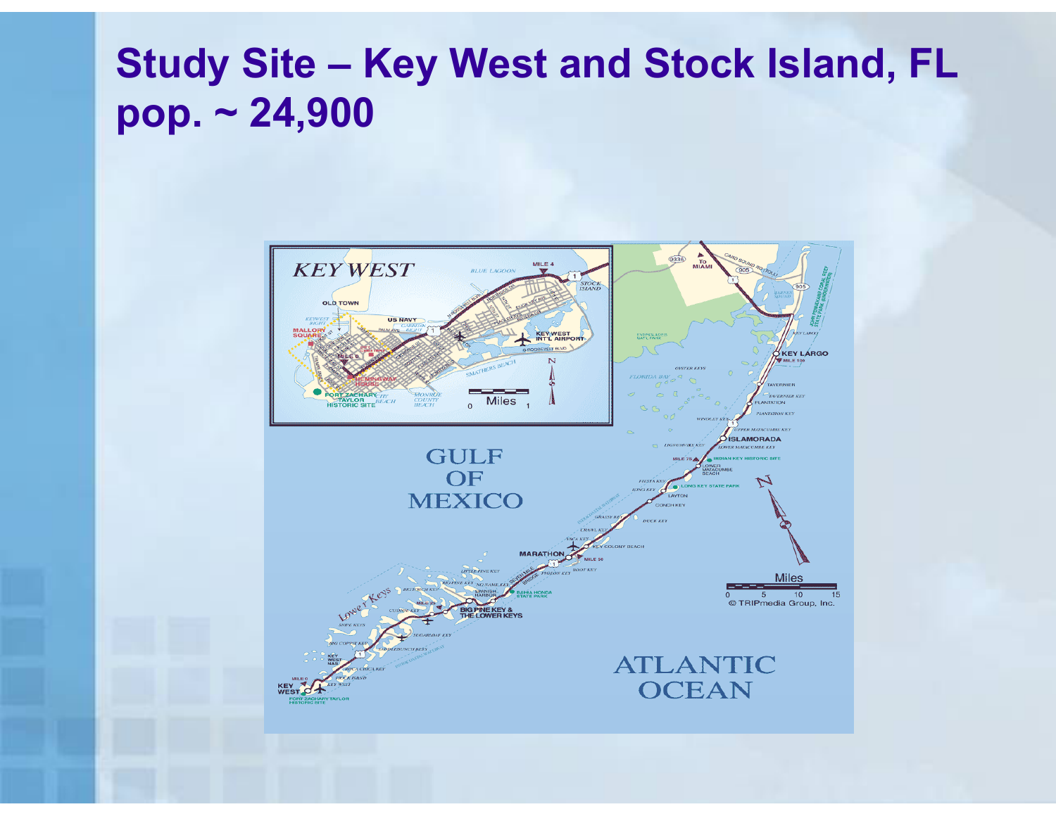# Study Site – Key West and Stock Island, FL pop. ~ 24,900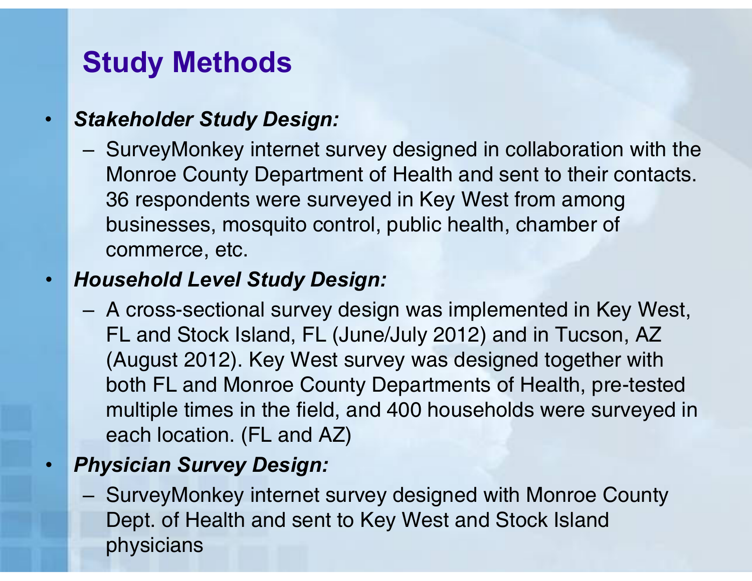# Study Methods

- ***Stakeholder Study Design:***
  - SurveyMonkey internet survey designed in collaboration with the Monroe County Department of Health and sent to their contacts. 36 respondents were surveyed in Key West from among businesses, mosquito control, public health, chamber of commerce, etc.
- ***Household Level Study Design:***
  - A cross-sectional survey design was implemented in Key West, FL and Stock Island, FL (June/July 2012) and in Tucson, AZ (August 2012). Key West survey was designed together with both FL and Monroe County Departments of Health, pre-tested multiple times in the field, and 400 households were surveyed in each location. (FL and AZ)
- ***Physician Survey Design:***
  - SurveyMonkey internet survey designed with Monroe County Dept. of Health and sent to Key West and Stock Island physicians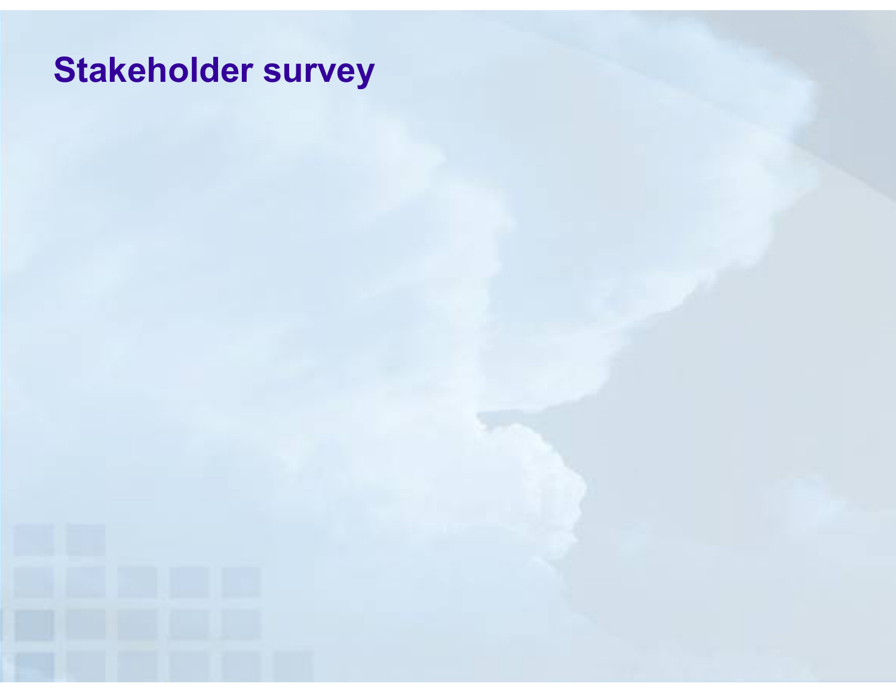# Stakeholder survey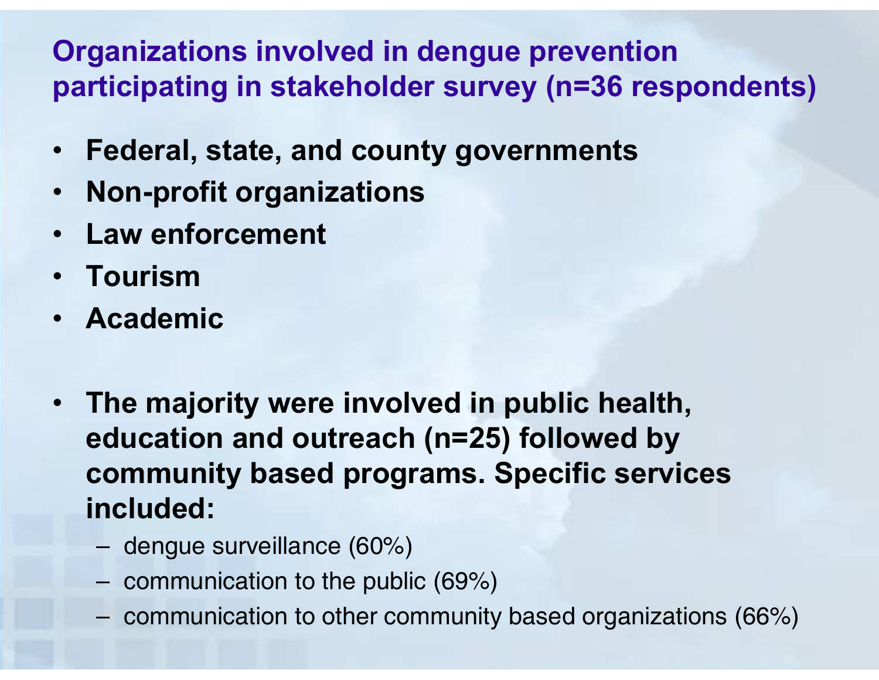## Organizations involved in dengue prevention participating in stakeholder survey (n=36 respondents)

- **Federal, state, and county governments**
- **Non-profit organizations**
- **Law enforcement**
- **Tourism**
- **Academic**

- **The majority were involved in public health, education and outreach (n=25) followed by community based programs. Specific services included:**
  - dengue surveillance (60%)
  - communication to the public (69%)
  - communication to other community based organizations (66%)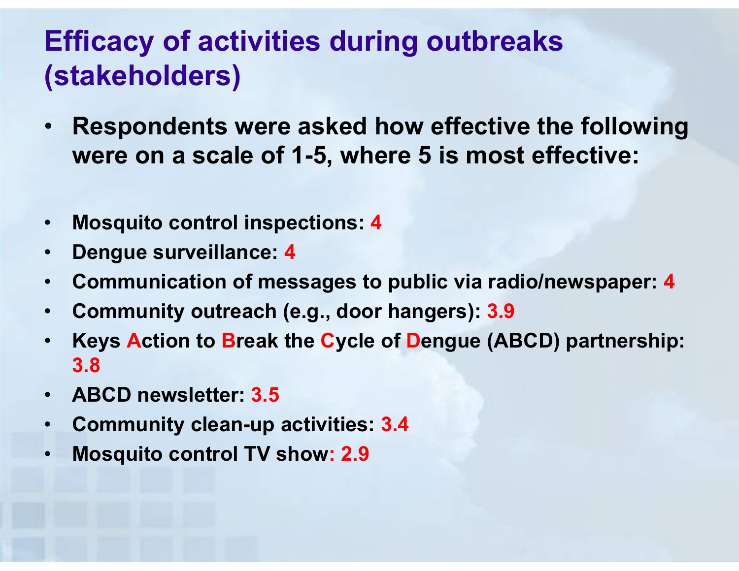# Efficacy of activities during outbreaks (stakeholders)

- **Respondents were asked how effective the following were on a scale of 1-5, where 5 is most effective:**

- **Mosquito control inspections: 4**
- **Dengue surveillance: 4**
- **Communication of messages to public via radio/newspaper: 4**
- **Community outreach (e.g., door hangers): 3.9**
- **Keys Action to Break the Cycle of Dengue (ABCD) partnership: 3.8**
- **ABCD newsletter: 3.5**
- **Community clean-up activities: 3.4**
- **Mosquito control TV show: 2.9**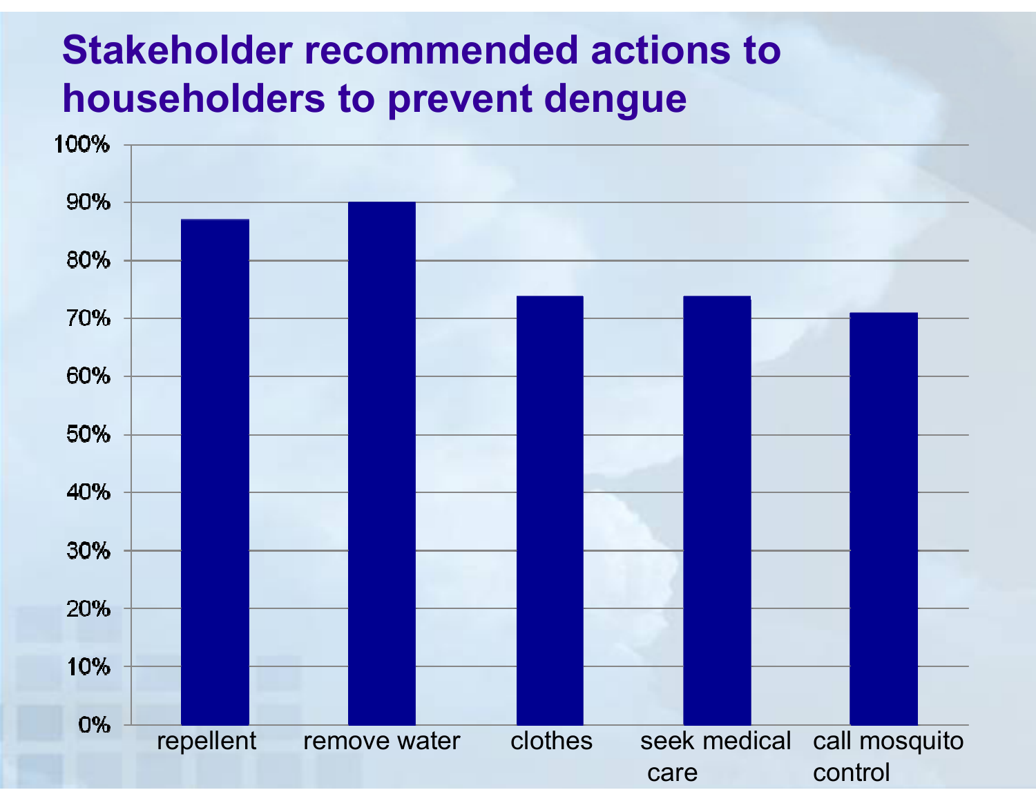# Stakeholder recommended actions to householders to prevent dengue

100%
90%
80%
70%
60%
50%
40%
30%
20%
10%
0%

repellent
remove water
clothes
seek medical care
call mosquito control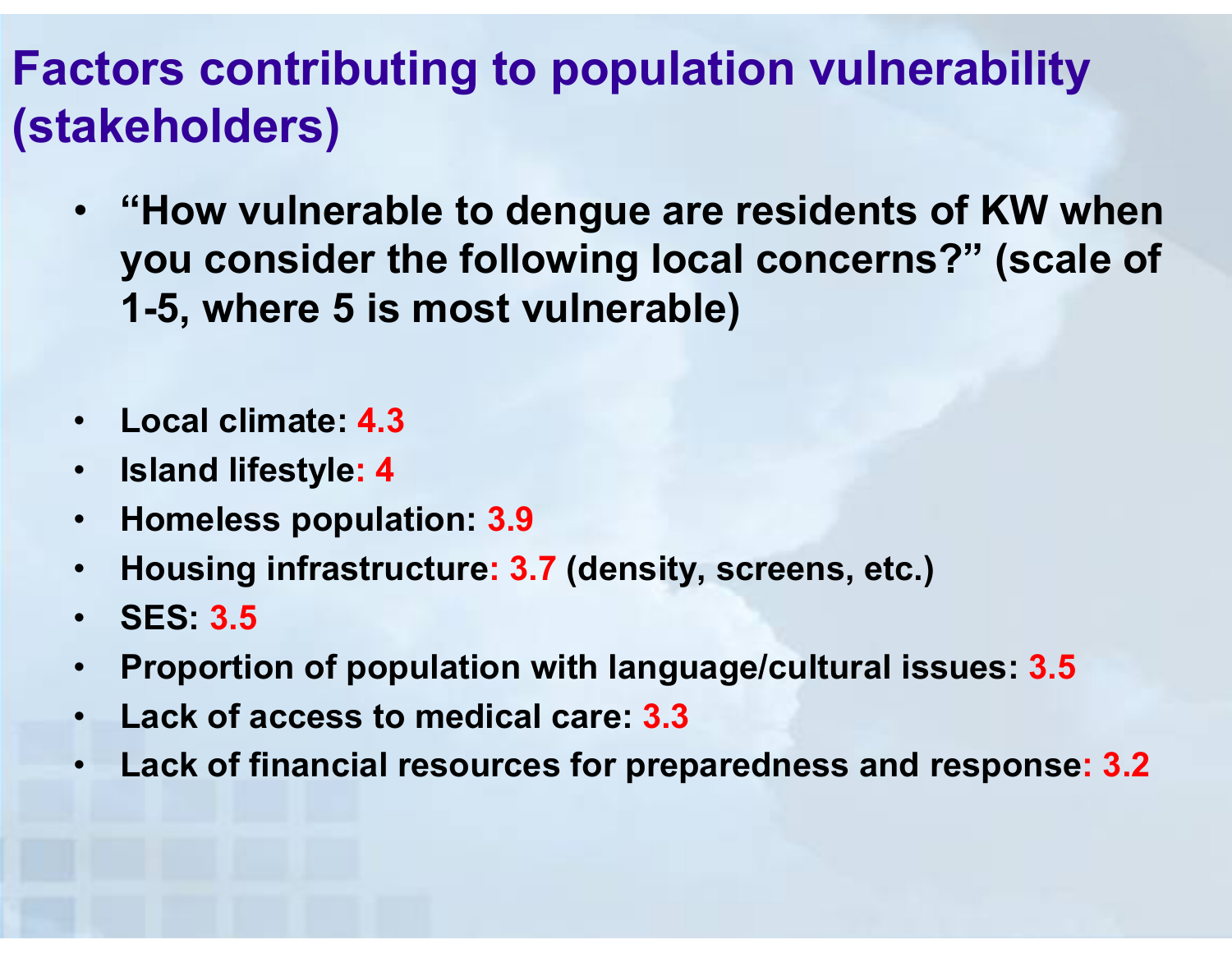# Factors contributing to population vulnerability (stakeholders)

- **"How vulnerable to dengue are residents of KW when you consider the following local concerns?" (scale of 1-5, where 5 is most vulnerable)**

- **Local climate: 4.3**
- **Island lifestyle: 4**
- **Homeless population: 3.9**
- **Housing infrastructure: 3.7 (density, screens, etc.)**
- **SES: 3.5**
- **Proportion of population with language/cultural issues: 3.5**
- **Lack of access to medical care: 3.3**
- **Lack of financial resources for preparedness and response: 3.2**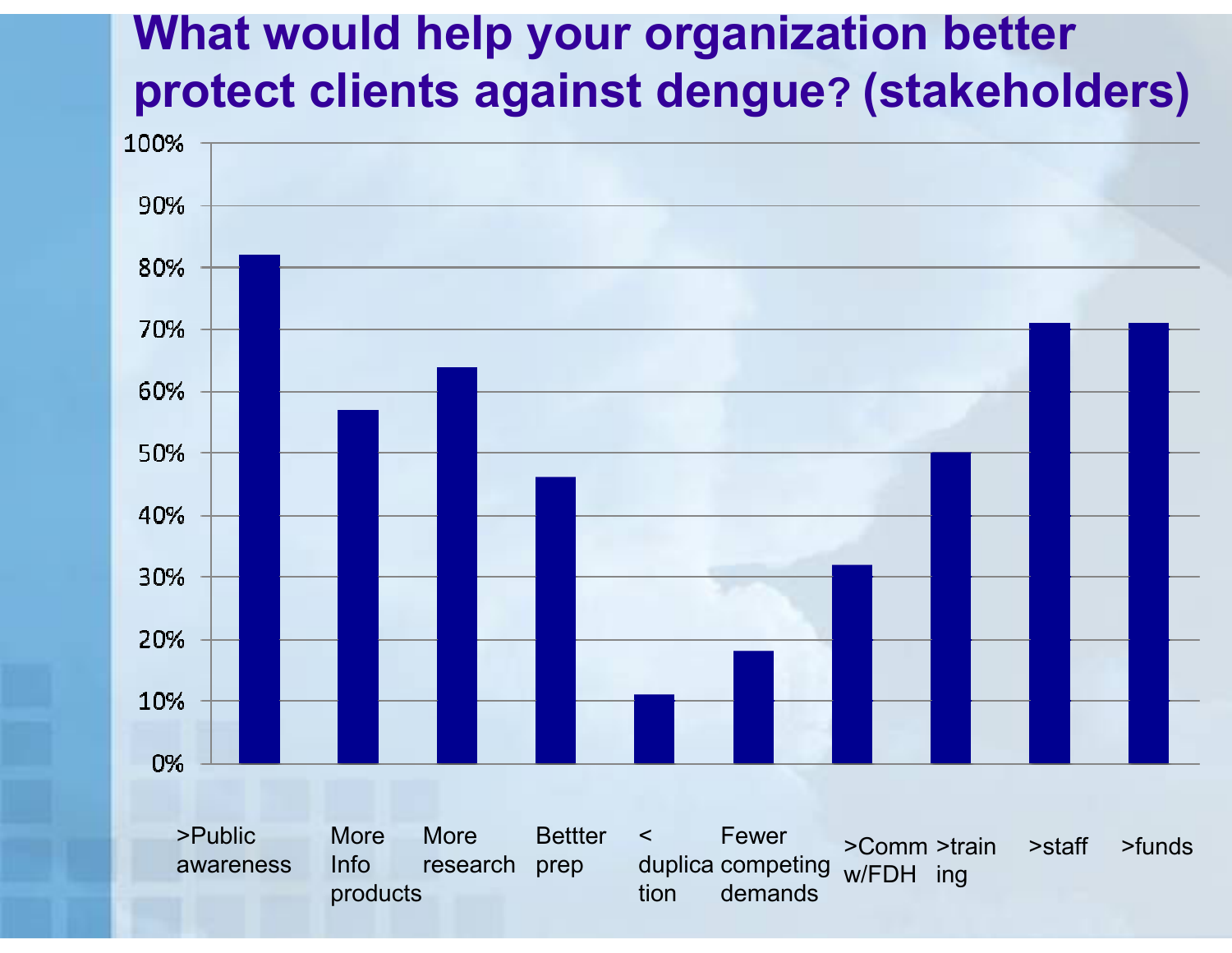# What would help your organization better protect clients against dengue? (stakeholders)

100%
90%
80%
70%
60%
50%
40%
30%
20%
10%
0%

>Public awareness
More Info products
More research
Bettter prep
< duplica tion
Fewer competing demands
>Comm w/FDH
>train ing
>staff
>funds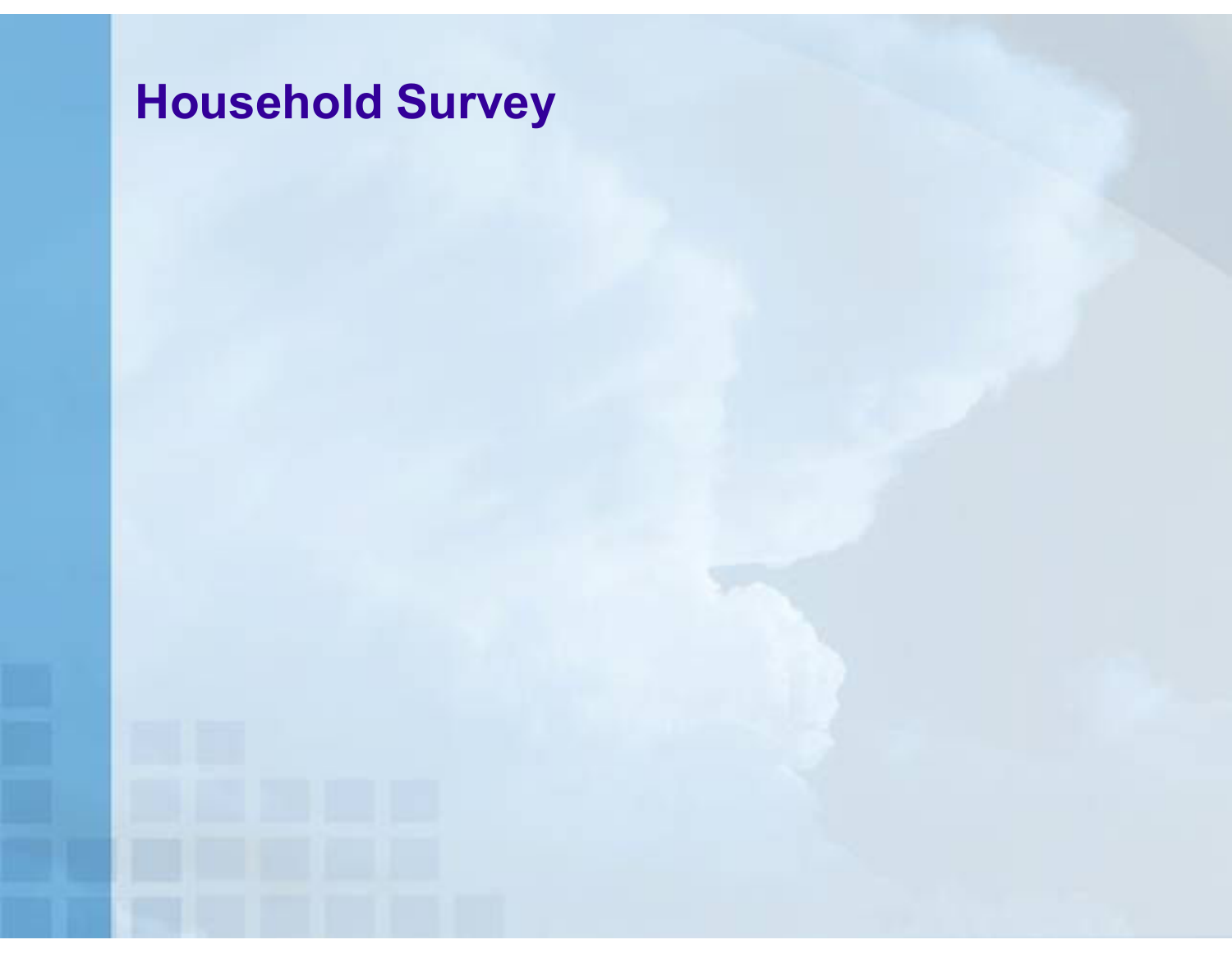# Household Survey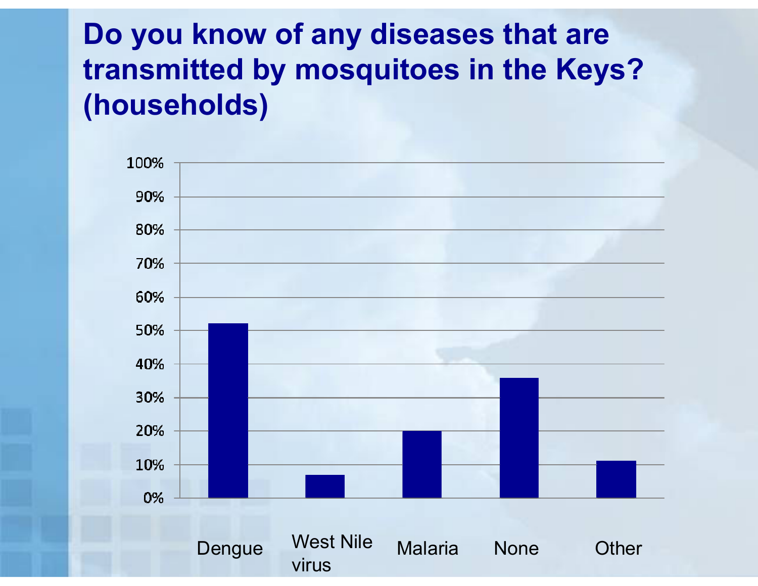# Do you know of any diseases that are transmitted by mosquitoes in the Keys? (households)

100%
90%
80%
70%
60%
50%
40%
30%
20%
10%
0%

Dengue
West Nile virus
Malaria
None
Other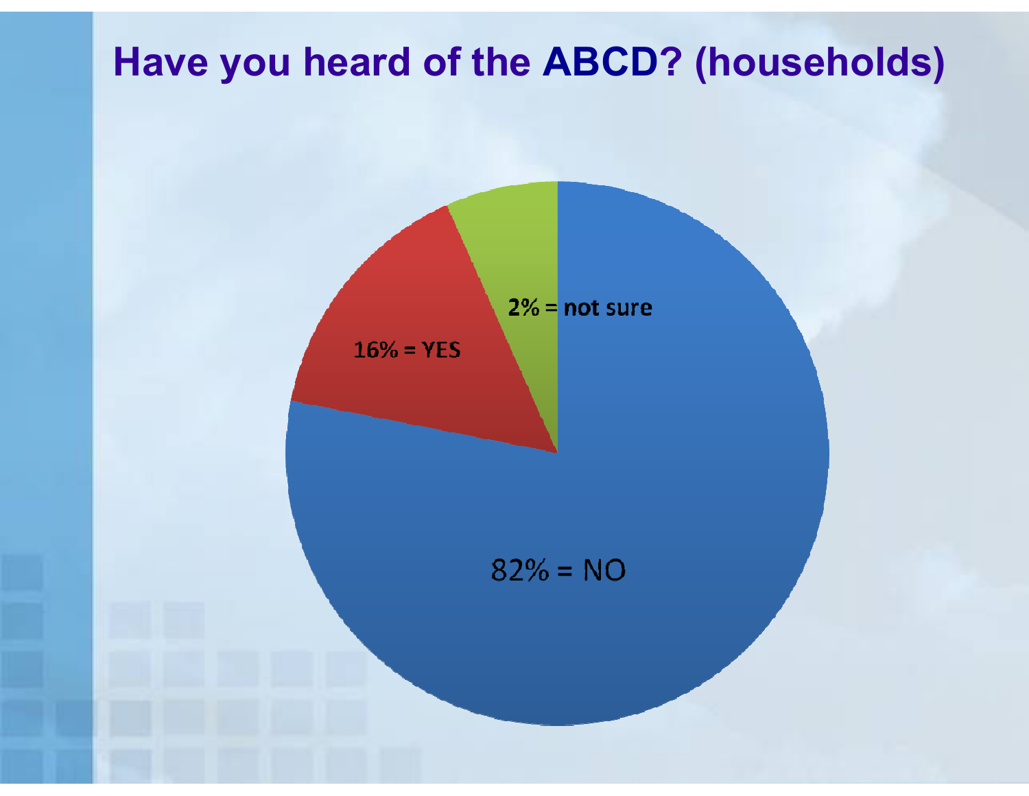# Have you heard of the ABCD? (households)

2% = not sure

16% = YES

82% = NO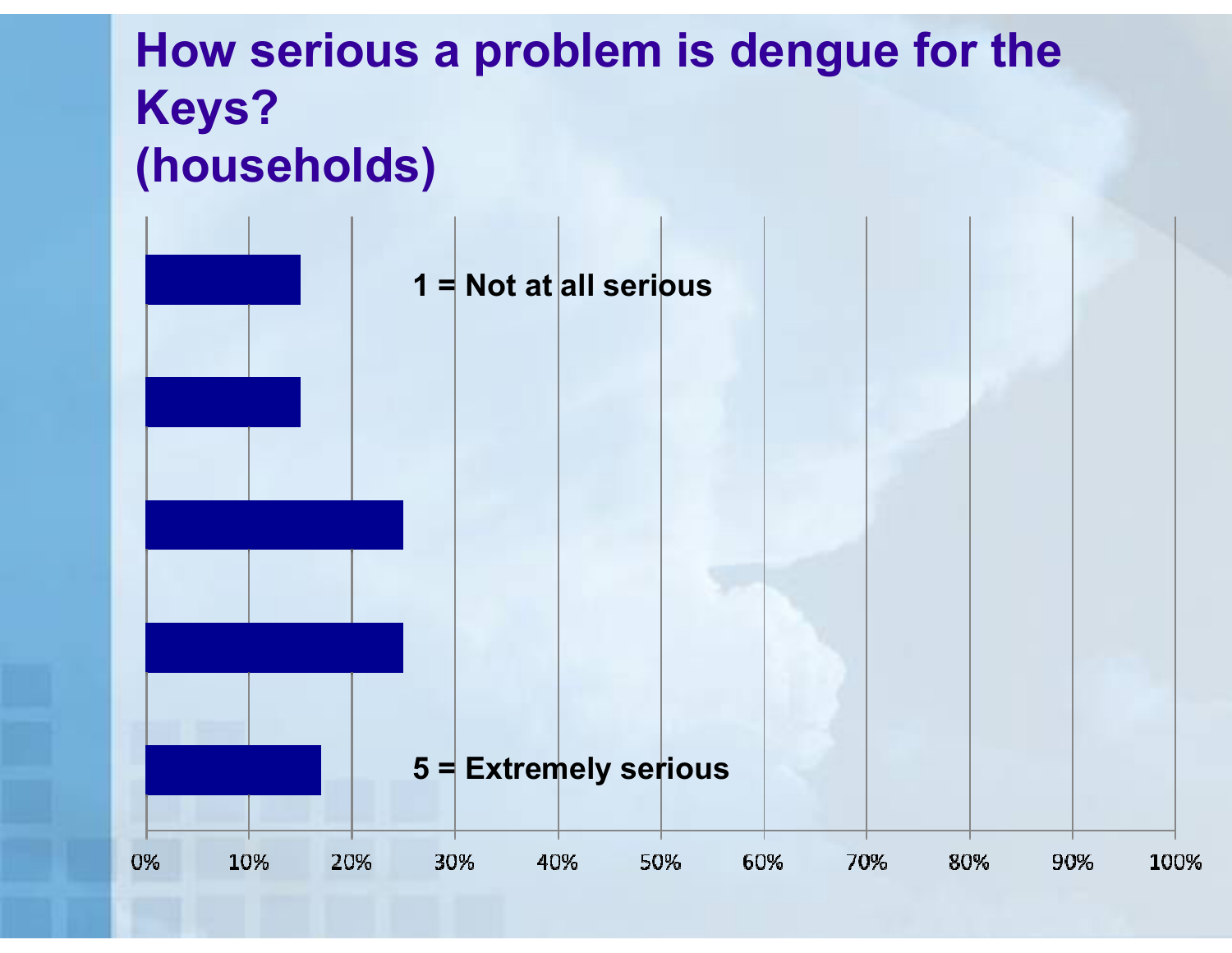# How serious a problem is dengue for the Keys? (households)

1 = Not at all serious

5 = Extremely serious

0% 10% 20% 30% 40% 50% 60% 70% 80% 90% 100%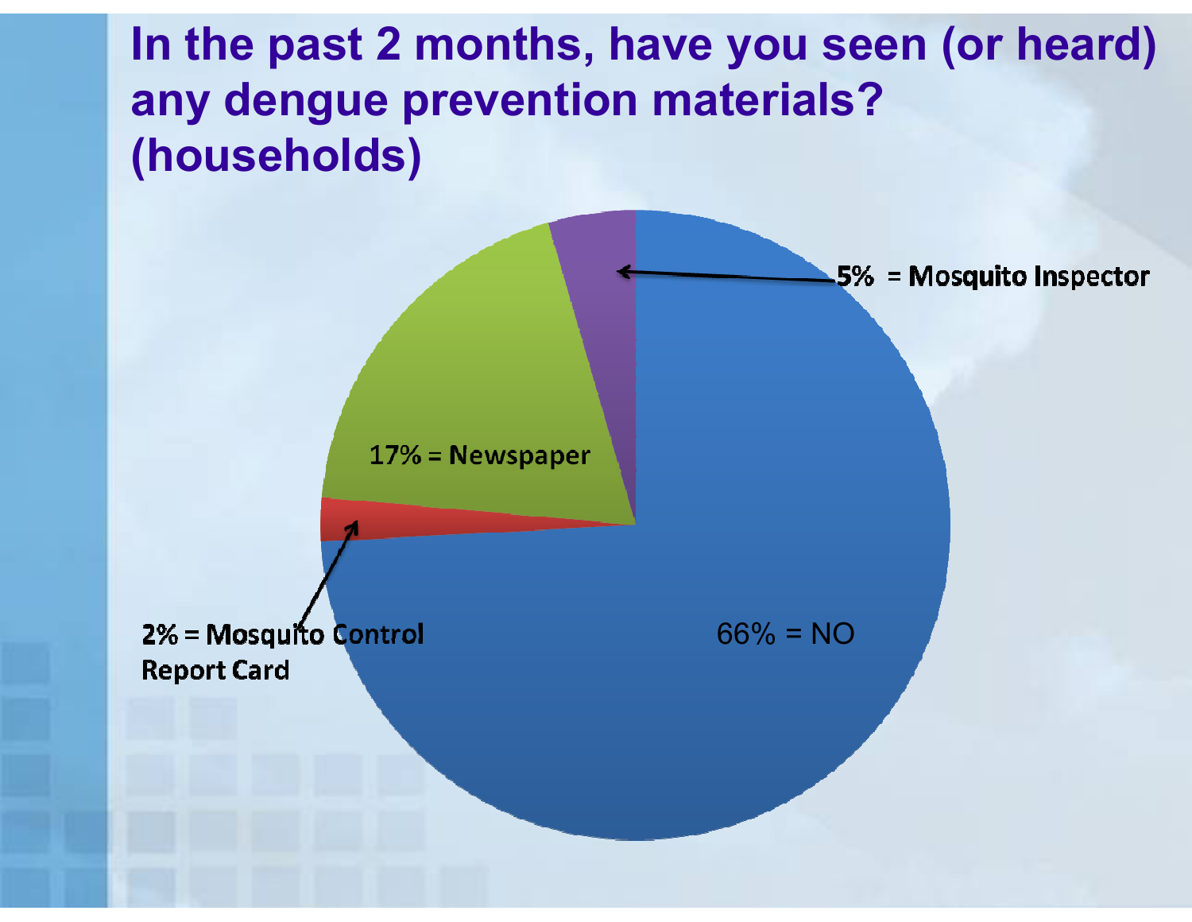# In the past 2 months, have you seen (or heard) any dengue prevention materials? (households)

5% = Mosquito Inspector

17% = Newspaper

2% = Mosquito Control Report Card

66% = NO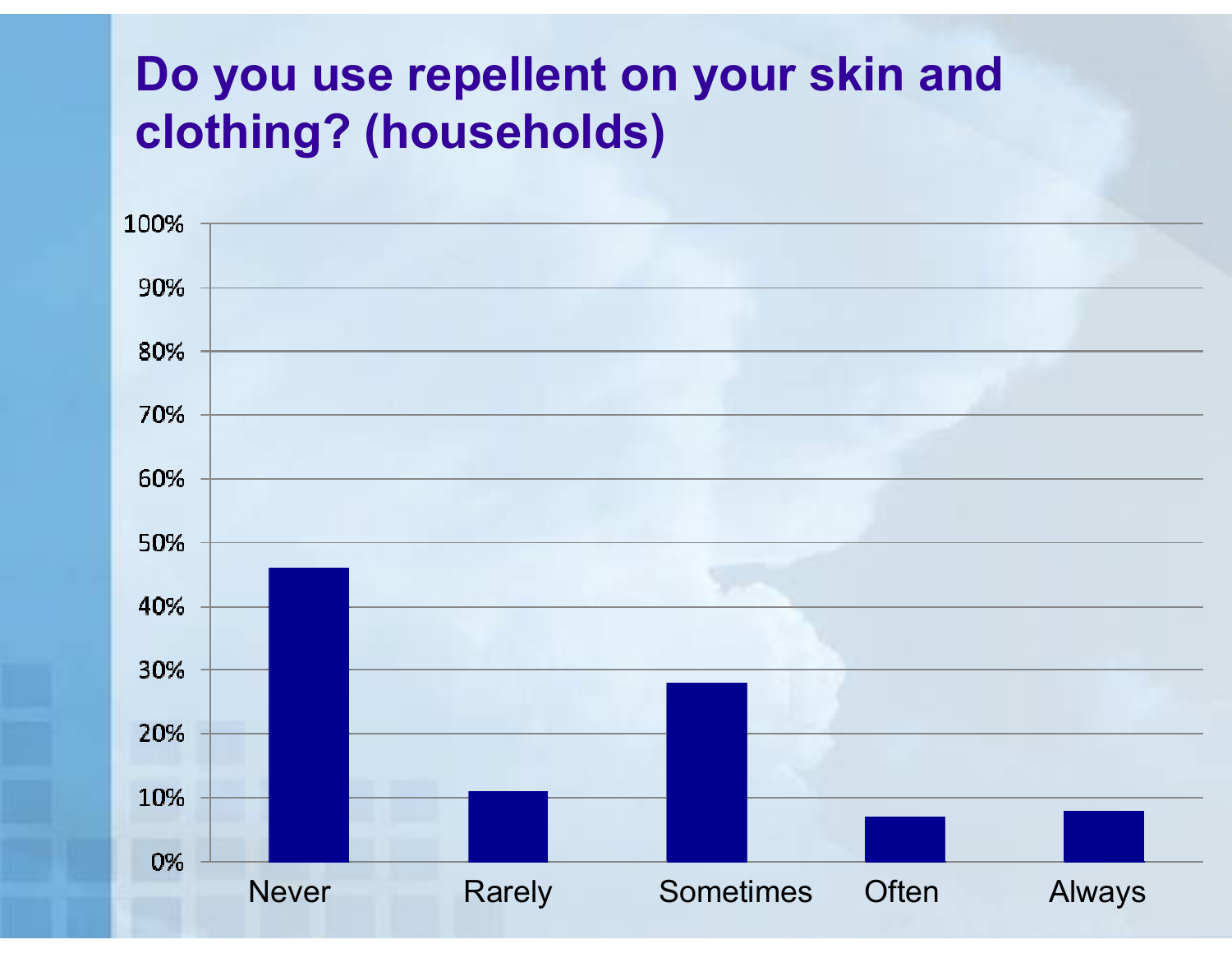# Do you use repellent on your skin and clothing? (households)

100%
90%
80%
70%
60%
50%
40%
30%
20%
10%
0%

Never
Rarely
Sometimes
Often
Always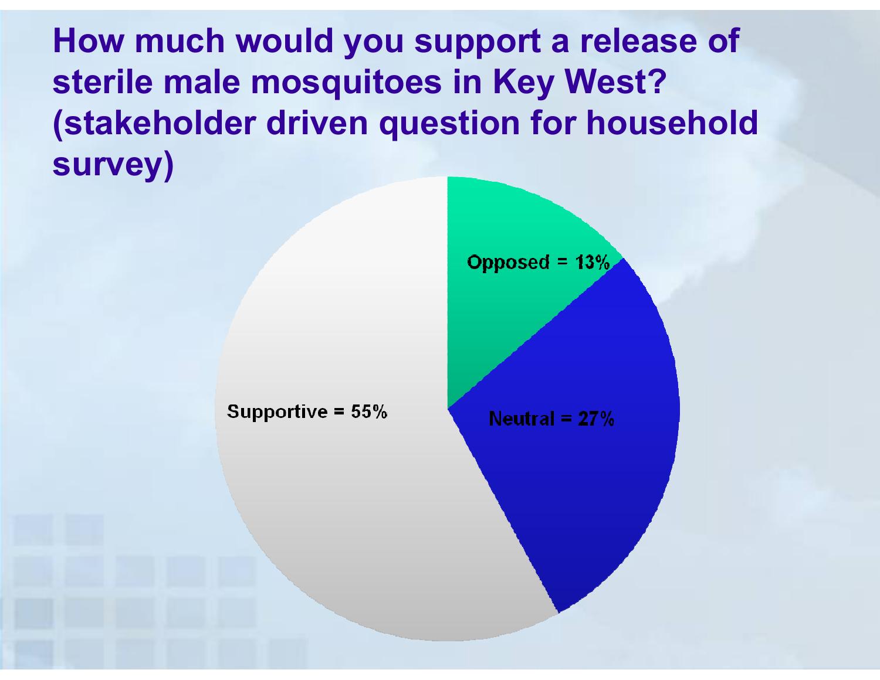# How much would you support a release of sterile male mosquitoes in Key West? (stakeholder driven question for household survey)

Opposed = 13%

Neutral = 27%

Supportive = 55%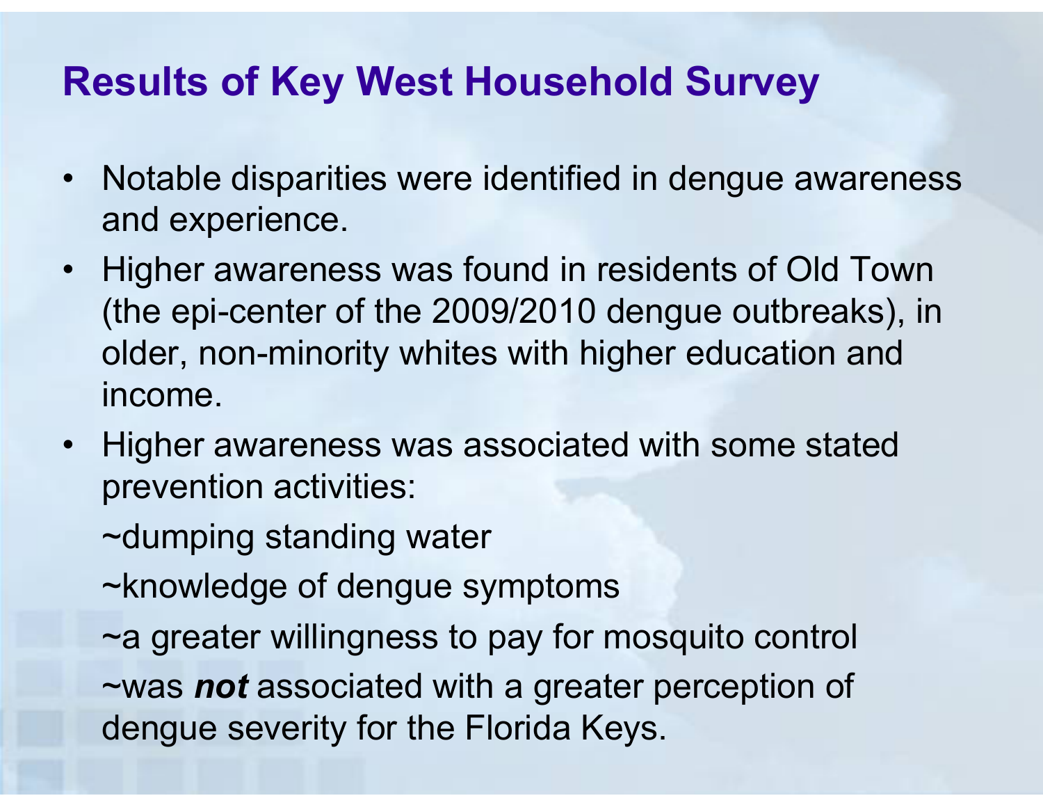# Results of Key West Household Survey

- Notable disparities were identified in dengue awareness and experience.
- Higher awareness was found in residents of Old Town (the epi-center of the 2009/2010 dengue outbreaks), in older, non-minority whites with higher education and income.
- Higher awareness was associated with some stated prevention activities:

  ~dumping standing water

  ~knowledge of dengue symptoms

  ~a greater willingness to pay for mosquito control

  ~was ***not*** associated with a greater perception of dengue severity for the Florida Keys.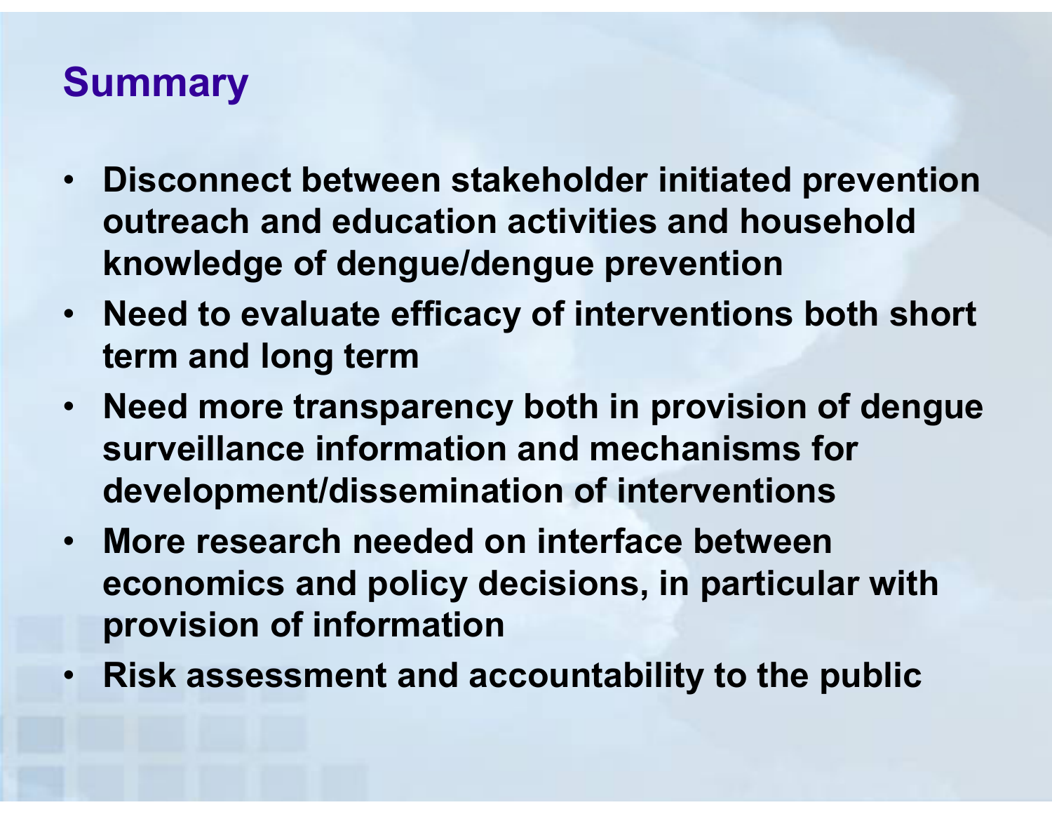# Summary

- **Disconnect between stakeholder initiated prevention outreach and education activities and household knowledge of dengue/dengue prevention**
- **Need to evaluate efficacy of interventions both short term and long term**
- **Need more transparency both in provision of dengue surveillance information and mechanisms for development/dissemination of interventions**
- **More research needed on interface between economics and policy decisions, in particular with provision of information**
- **Risk assessment and accountability to the public**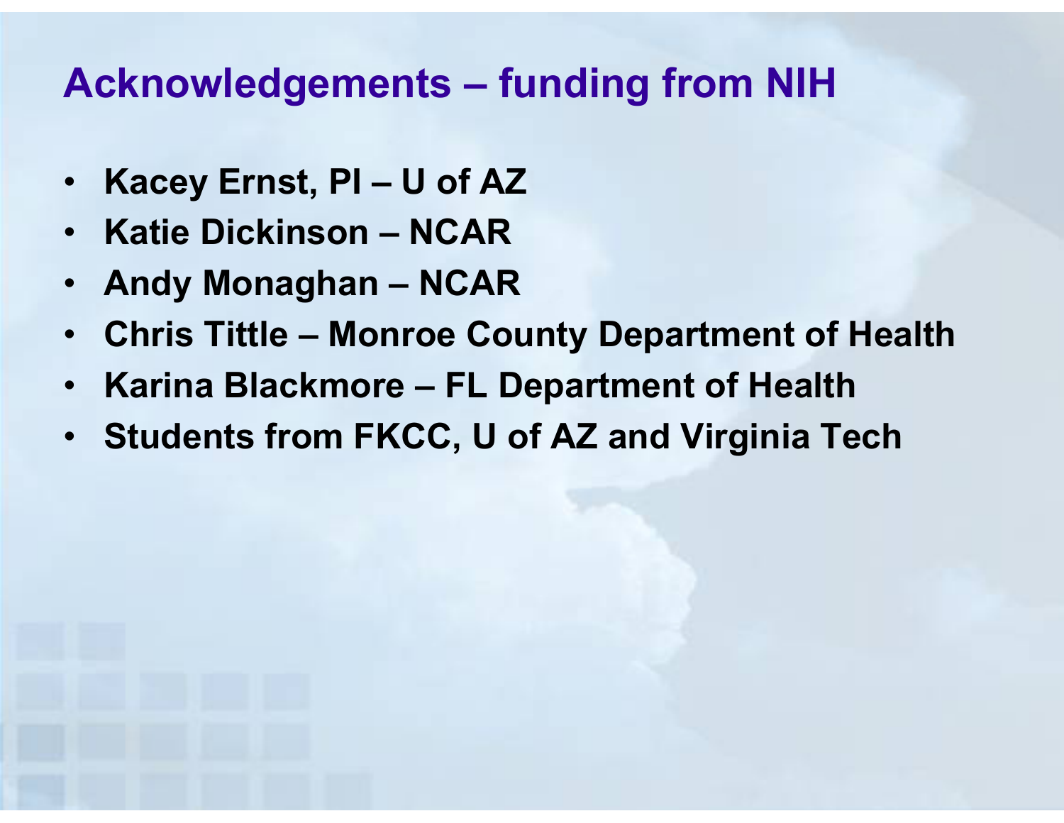## Acknowledgements – funding from NIH

- **Kacey Ernst, PI – U of AZ**
- **Katie Dickinson – NCAR**
- **Andy Monaghan – NCAR**
- **Chris Tittle – Monroe County Department of Health**
- **Karina Blackmore – FL Department of Health**
- **Students from FKCC, U of AZ and Virginia Tech**